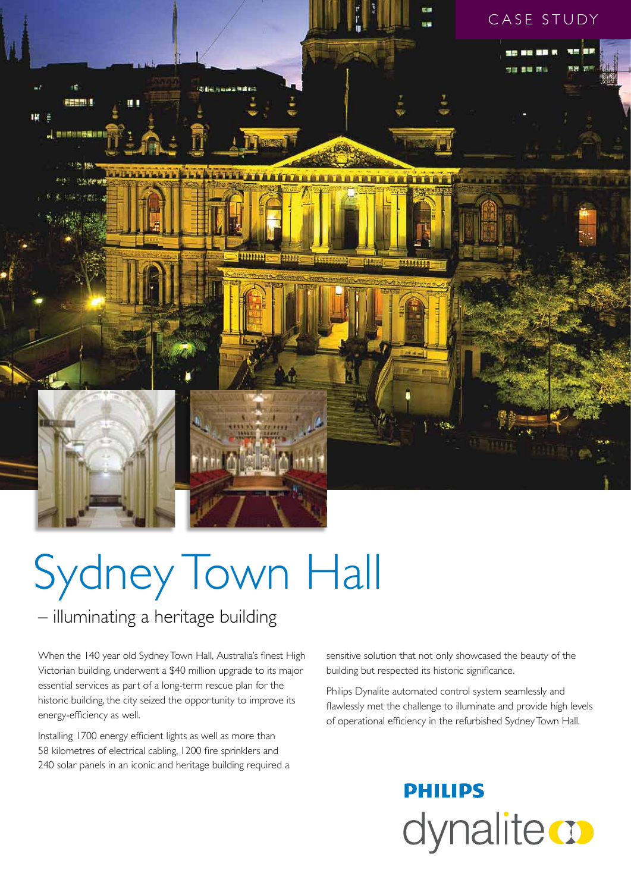CASE STUDY

# Sydney Town Hall

## – illuminating a heritage building

When the 140 year old Sydney Town Hall, Australia's finest High Victorian building, underwent a $40 million upgrade to its major essential services as part of a long-term rescue plan for the historic building, the city seized the opportunity to improve its energy-efficiency as well.

Installing 1700 energy efficient lights as well as more than 58 kilometres of electrical cabling, 1200 fire sprinklers and 240 solar panels in an iconic and heritage building required a sensitive solution that not only showcased the beauty of the building but respected its historic significance.

Philips Dynalite automated control system seamlessly and flawlessly met the challenge to illuminate and provide high levels of operational efficiency in the refurbished Sydney Town Hall.

PHILIPS

dynalite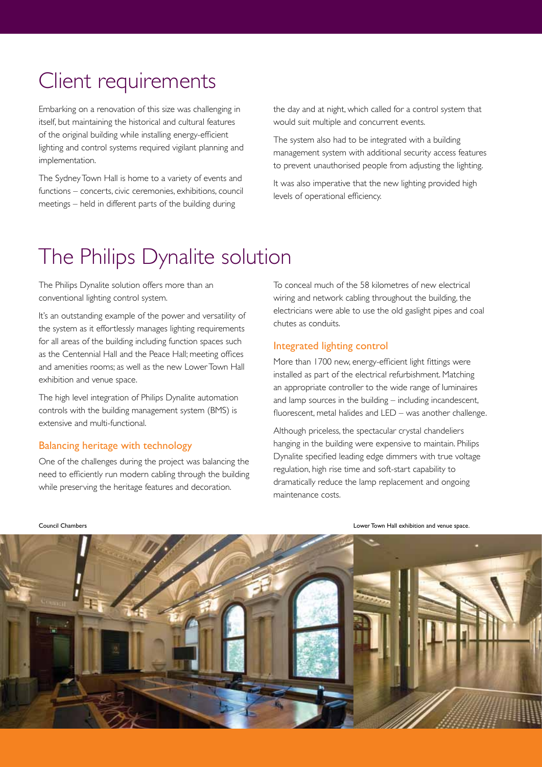# Client requirements

Embarking on a renovation of this size was challenging in itself, but maintaining the historical and cultural features of the original building while installing energy-efficient lighting and control systems required vigilant planning and implementation.

The Sydney Town Hall is home to a variety of events and functions – concerts, civic ceremonies, exhibitions, council meetings – held in different parts of the building during the day and at night, which called for a control system that would suit multiple and concurrent events.

The system also had to be integrated with a building management system with additional security access features to prevent unauthorised people from adjusting the lighting.

It was also imperative that the new lighting provided high levels of operational efficiency.

# The Philips Dynalite solution

The Philips Dynalite solution offers more than an conventional lighting control system.

It's an outstanding example of the power and versatility of the system as it effortlessly manages lighting requirements for all areas of the building including function spaces such as the Centennial Hall and the Peace Hall; meeting offices and amenities rooms; as well as the new Lower Town Hall exhibition and venue space.

The high level integration of Philips Dynalite automation controls with the building management system (BMS) is extensive and multi-functional.

## Balancing heritage with technology

One of the challenges during the project was balancing the need to efficiently run modern cabling through the building while preserving the heritage features and decoration.

To conceal much of the 58 kilometres of new electrical wiring and network cabling throughout the building, the electricians were able to use the old gaslight pipes and coal chutes as conduits.

## Integrated lighting control

More than 1700 new, energy-efficient light fittings were installed as part of the electrical refurbishment. Matching an appropriate controller to the wide range of luminaires and lamp sources in the building – including incandescent, fluorescent, metal halides and LED – was another challenge.

Although priceless, the spectacular crystal chandeliers hanging in the building were expensive to maintain. Philips Dynalite specified leading edge dimmers with true voltage regulation, high rise time and soft-start capability to dramatically reduce the lamp replacement and ongoing maintenance costs.

Council Chambers

Lower Town Hall exhibition and venue space.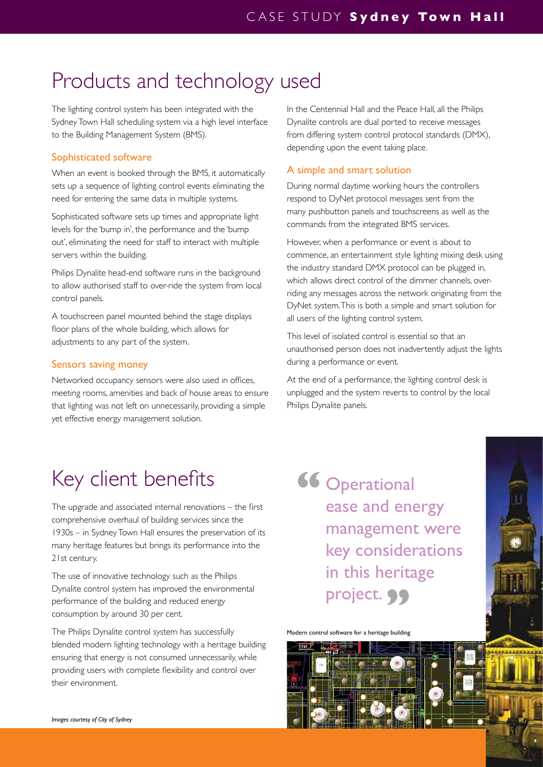# Products and technology used

The lighting control system has been integrated with the Sydney Town Hall scheduling system via a high level interface to the Building Management System (BMS).

### Sophisticated software

When an event is booked through the BMS, it automatically sets up a sequence of lighting control events eliminating the need for entering the same data in multiple systems.

Sophisticated software sets up times and appropriate light levels for the 'bump in', the performance and the 'bump out', eliminating the need for staff to interact with multiple servers within the building.

Philips Dynalite head-end software runs in the background to allow authorised staff to over-ride the system from local control panels.

A touchscreen panel mounted behind the stage displays floor plans of the whole building, which allows for adjustments to any part of the system.

### Sensors saving money

Networked occupancy sensors were also used in offices, meeting rooms, amenities and back of house areas to ensure that lighting was not left on unnecessarily, providing a simple yet effective energy management solution.

In the Centennial Hall and the Peace Hall, all the Philips Dynalite controls are dual ported to receive messages from differing system control protocol standards (DMX), depending upon the event taking place.

### A simple and smart solution

During normal daytime working hours the controllers respond to DyNet protocol messages sent from the many pushbutton panels and touchscreens as well as the commands from the integrated BMS services.

However, when a performance or event is about to commence, an entertainment style lighting mixing desk using the industry standard DMX protocol can be plugged in, which allows direct control of the dimmer channels, over-riding any messages across the network originating from the DyNet system. This is both a simple and smart solution for all users of the lighting control system.

This level of isolated control is essential so that an unauthorised person does not inadvertently adjust the lights during a performance or event.

At the end of a performance, the lighting control desk is unplugged and the system reverts to control by the local Philips Dynalite panels.

# Key client benefits

The upgrade and associated internal renovations – the first comprehensive overhaul of building services since the 1930s – in Sydney Town Hall ensures the preservation of its many heritage features but brings its performance into the 21st century.

The use of innovative technology such as the Philips Dynalite control system has improved the environmental performance of the building and reduced energy consumption by around 30 per cent.

The Philips Dynalite control system has successfully blended modern lighting technology with a heritage building ensuring that energy is not consumed unnecessarily, while providing users with complete flexibility and control over their environment.

> "Operational ease and energy management were key considerations in this heritage project."

Modern control software for a heritage building

*Images courtesy of City of Sydney*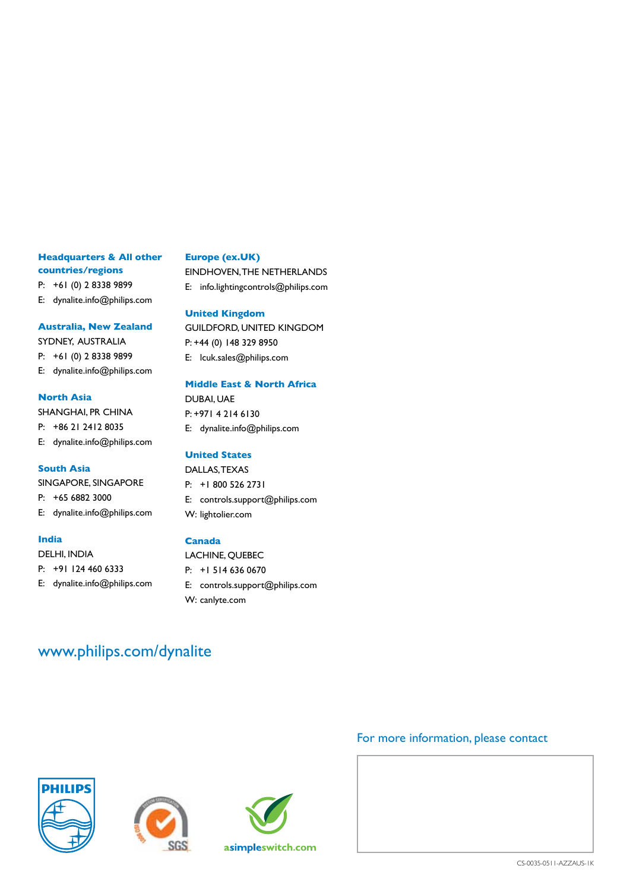**Headquarters & All other countries/regions**
P: +61 (0) 2 8338 9899
E: dynalite.info@philips.com

**Australia, New Zealand**
SYDNEY, AUSTRALIA
P: +61 (0) 2 8338 9899
E: dynalite.info@philips.com

**North Asia**
SHANGHAI, PR CHINA
P: +86 21 2412 8035
E: dynalite.info@philips.com

**South Asia**
SINGAPORE, SINGAPORE
P: +65 6882 3000
E: dynalite.info@philips.com

**India**
DELHI, INDIA
P: +91 124 460 6333
E: dynalite.info@philips.com

**Europe (ex.UK)**
EINDHOVEN, THE NETHERLANDS
E: info.lightingcontrols@philips.com

**United Kingdom**
GUILDFORD, UNITED KINGDOM
P: +44 (0) 148 329 8950
E: lcuk.sales@philips.com

**Middle East & North Africa**
DUBAI, UAE
P: +971 4 214 6130
E: dynalite.info@philips.com

**United States**
DALLAS, TEXAS
P: +1 800 526 2731
E: controls.support@philips.com
W: lightolier.com

**Canada**
LACHINE, QUEBEC
P: +1 514 636 0670
E: controls.support@philips.com
W: canlyte.com

www.philips.com/dynalite

For more information, please contact

PHILIPS

SGS

asimpleswitch.com

CS-0035-0511-AZZAUS-1K